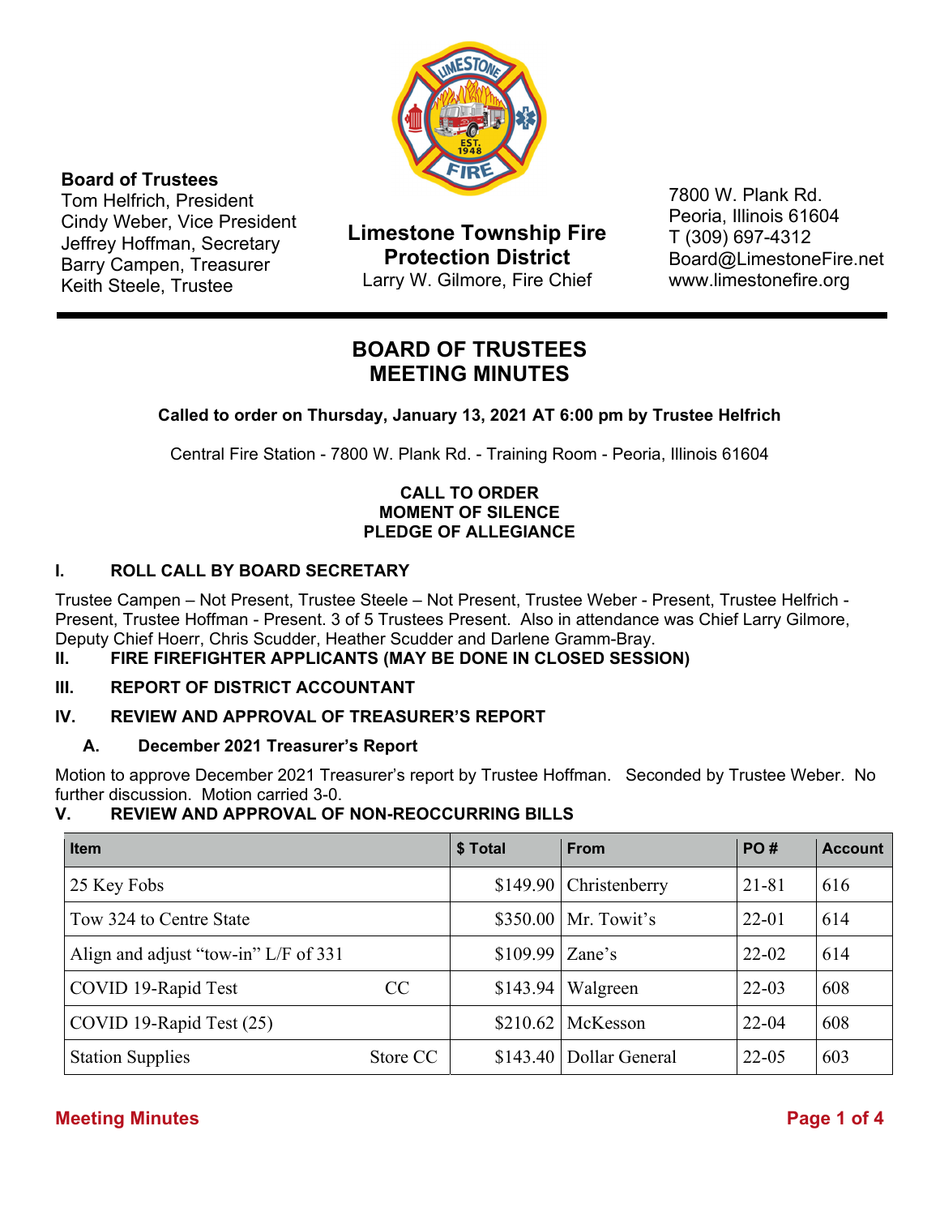**Board of Trustees**
Tom Helfrich, President
Cindy Weber, Vice President
Jeffrey Hoffman, Secretary
Barry Campen, Treasurer
Keith Steele, Trustee

**Limestone Township Fire Protection District**
Larry W. Gilmore, Fire Chief

7800 W. Plank Rd.
Peoria, Illinois 61604
T (309) 697-4312
Board@LimestoneFire.net
www.limestonefire.org

# BOARD OF TRUSTEES MEETING MINUTES

**Called to order on Thursday, January 13, 2021 AT 6:00 pm by Trustee Helfrich**

Central Fire Station - 7800 W. Plank Rd. - Training Room - Peoria, Illinois 61604

**CALL TO ORDER**
**MOMENT OF SILENCE**
**PLEDGE OF ALLEGIANCE**

## I. ROLL CALL BY BOARD SECRETARY

Trustee Campen – Not Present, Trustee Steele – Not Present, Trustee Weber - Present, Trustee Helfrich - Present, Trustee Hoffman - Present. 3 of 5 Trustees Present. Also in attendance was Chief Larry Gilmore, Deputy Chief Hoerr, Chris Scudder, Heather Scudder and Darlene Gramm-Bray.

## II. FIRE FIREFIGHTER APPLICANTS (MAY BE DONE IN CLOSED SESSION)

## III. REPORT OF DISTRICT ACCOUNTANT

## IV. REVIEW AND APPROVAL OF TREASURER'S REPORT

### A. December 2021 Treasurer's Report

Motion to approve December 2021 Treasurer's report by Trustee Hoffman. Seconded by Trustee Weber. No further discussion. Motion carried 3-0.

## V. REVIEW AND APPROVAL OF NON-REOCCURRING BILLS

| Item | $ Total | From | PO # | Account |
|---|---|---|---|---|
| 25 Key Fobs | $149.90 | Christenberry | 21-81 | 616 |
| Tow 324 to Centre State | $350.00 | Mr. Towit's | 22-01 | 614 |
| Align and adjust "tow-in" L/F of 331 | $109.99 | Zane's | 22-02 | 614 |
| COVID 19-Rapid Test CC | $143.94 | Walgreen | 22-03 | 608 |
| COVID 19-Rapid Test (25) | $210.62 | McKesson | 22-04 | 608 |
| Station Supplies Store CC | $143.40 | Dollar General | 22-05 | 603 |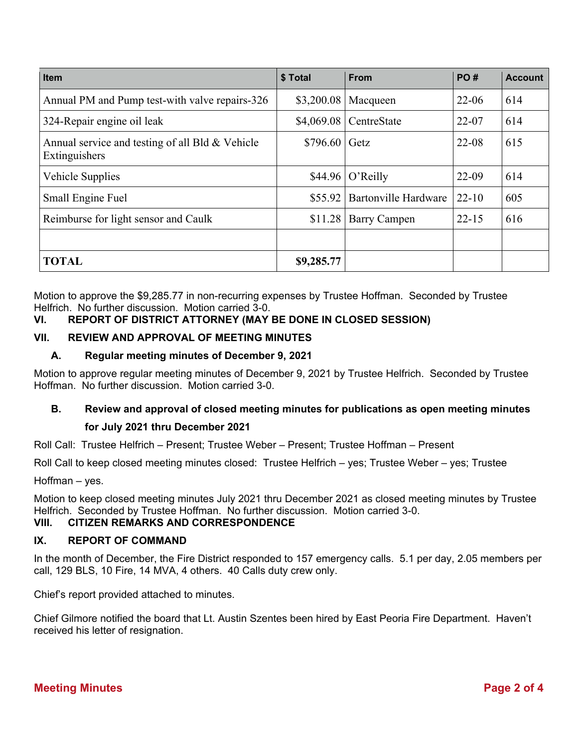| Item | $ Total | From | PO # | Account |
|---|---|---|---|---|
| Annual PM and Pump test-with valve repairs-326 | $3,200.08 | Macqueen | 22-06 | 614 |
| 324-Repair engine oil leak | $4,069.08 | CentreState | 22-07 | 614 |
| Annual service and testing of all Bld & Vehicle Extinguishers | $796.60 | Getz | 22-08 | 615 |
| Vehicle Supplies | $44.96 | O'Reilly | 22-09 | 614 |
| Small Engine Fuel | $55.92 | Bartonville Hardware | 22-10 | 605 |
| Reimburse for light sensor and Caulk | $11.28 | Barry Campen | 22-15 | 616 |
| | | | | |
| **TOTAL** | **$9,285.77** | | | |

Motion to approve the $9,285.77 in non-recurring expenses by Trustee Hoffman. Seconded by Trustee Helfrich. No further discussion. Motion carried 3-0.

## VI. REPORT OF DISTRICT ATTORNEY (MAY BE DONE IN CLOSED SESSION)

## VII. REVIEW AND APPROVAL OF MEETING MINUTES

### A. Regular meeting minutes of December 9, 2021

Motion to approve regular meeting minutes of December 9, 2021 by Trustee Helfrich. Seconded by Trustee Hoffman. No further discussion. Motion carried 3-0.

### B. Review and approval of closed meeting minutes for publications as open meeting minutes for July 2021 thru December 2021

Roll Call: Trustee Helfrich – Present; Trustee Weber – Present; Trustee Hoffman – Present

Roll Call to keep closed meeting minutes closed: Trustee Helfrich – yes; Trustee Weber – yes; Trustee Hoffman – yes.

Motion to keep closed meeting minutes July 2021 thru December 2021 as closed meeting minutes by Trustee Helfrich. Seconded by Trustee Hoffman. No further discussion. Motion carried 3-0.

## VIII. CITIZEN REMARKS AND CORRESPONDENCE

## IX. REPORT OF COMMAND

In the month of December, the Fire District responded to 157 emergency calls. 5.1 per day, 2.05 members per call, 129 BLS, 10 Fire, 14 MVA, 4 others. 40 Calls duty crew only.

Chief's report provided attached to minutes.

Chief Gilmore notified the board that Lt. Austin Szentes been hired by East Peoria Fire Department. Haven't received his letter of resignation.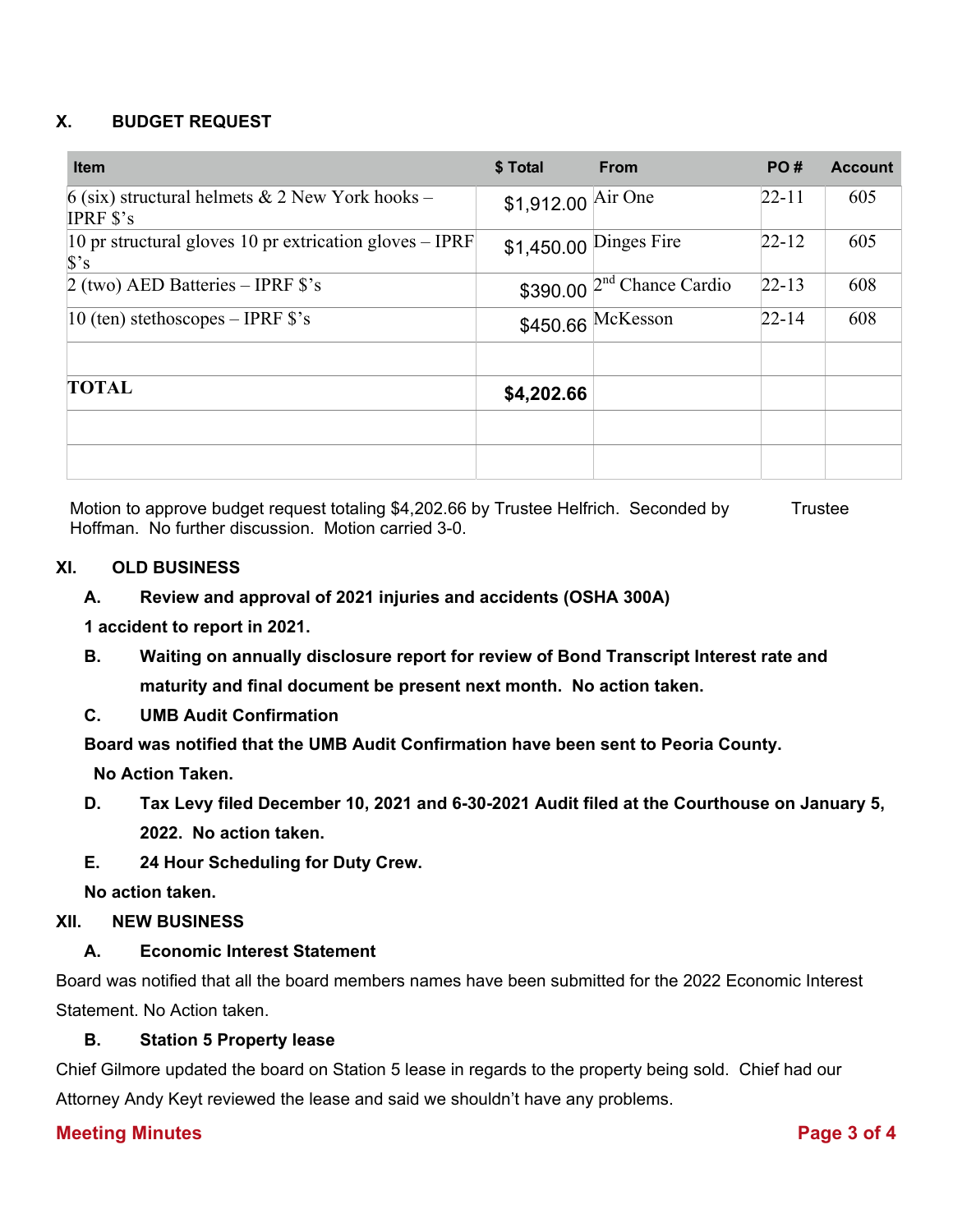## X. BUDGET REQUEST

| Item | $ Total | From | PO # | Account |
|---|---|---|---|---|
| 6 (six) structural helmets & 2 New York hooks – IPRF $'s | $1,912.00 | Air One | 22-11 | 605 |
| 10 pr structural gloves 10 pr extrication gloves – IPRF $'s | $1,450.00 | Dinges Fire | 22-12 | 605 |
| 2 (two) AED Batteries – IPRF $'s | $390.00 | 2nd Chance Cardio | 22-13 | 608 |
| 10 (ten) stethoscopes – IPRF $'s | $450.66 | McKesson | 22-14 | 608 |
| | | | | |
| **TOTAL** | **$4,202.66** | | | |
| | | | | |
| | | | | |

Motion to approve budget request totaling $4,202.66 by Trustee Helfrich. Seconded by Trustee Hoffman. No further discussion. Motion carried 3-0.

## XI. OLD BUSINESS

**A. Review and approval of 2021 injuries and accidents (OSHA 300A)**

**1 accident to report in 2021.**

**B. Waiting on annually disclosure report for review of Bond Transcript Interest rate and maturity and final document be present next month. No action taken.**

**C. UMB Audit Confirmation**

**Board was notified that the UMB Audit Confirmation have been sent to Peoria County. No Action Taken.**

**D. Tax Levy filed December 10, 2021 and 6-30-2021 Audit filed at the Courthouse on January 5, 2022. No action taken.**

**E. 24 Hour Scheduling for Duty Crew.**

**No action taken.**

## XII. NEW BUSINESS

**A. Economic Interest Statement**

Board was notified that all the board members names have been submitted for the 2022 Economic Interest Statement. No Action taken.

**B. Station 5 Property lease**

Chief Gilmore updated the board on Station 5 lease in regards to the property being sold. Chief had our Attorney Andy Keyt reviewed the lease and said we shouldn't have any problems.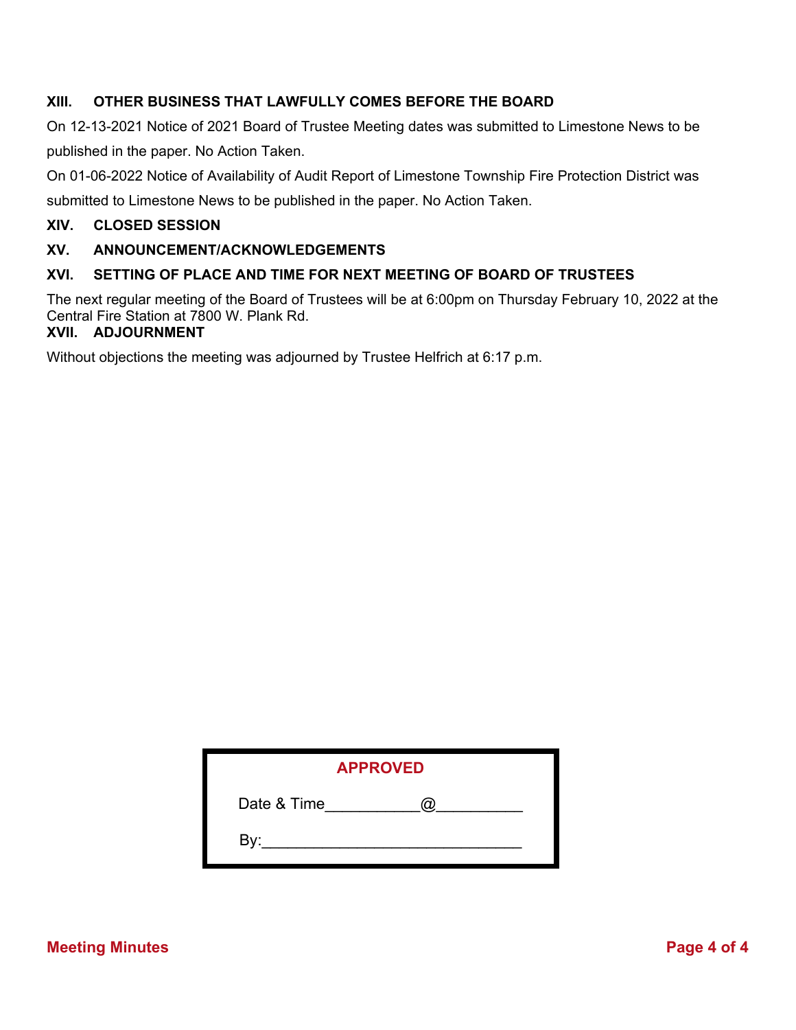### XIII. OTHER BUSINESS THAT LAWFULLY COMES BEFORE THE BOARD

On 12-13-2021 Notice of 2021 Board of Trustee Meeting dates was submitted to Limestone News to be published in the paper. No Action Taken.

On 01-06-2022 Notice of Availability of Audit Report of Limestone Township Fire Protection District was submitted to Limestone News to be published in the paper. No Action Taken.

### XIV. CLOSED SESSION

### XV. ANNOUNCEMENT/ACKNOWLEDGEMENTS

### XVI. SETTING OF PLACE AND TIME FOR NEXT MEETING OF BOARD OF TRUSTEES

The next regular meeting of the Board of Trustees will be at 6:00pm on Thursday February 10, 2022 at the Central Fire Station at 7800 W. Plank Rd.

### XVII. ADJOURNMENT

Without objections the meeting was adjourned by Trustee Helfrich at 6:17 p.m.

**APPROVED**

Date & Time___________@__________

By:_______________________________